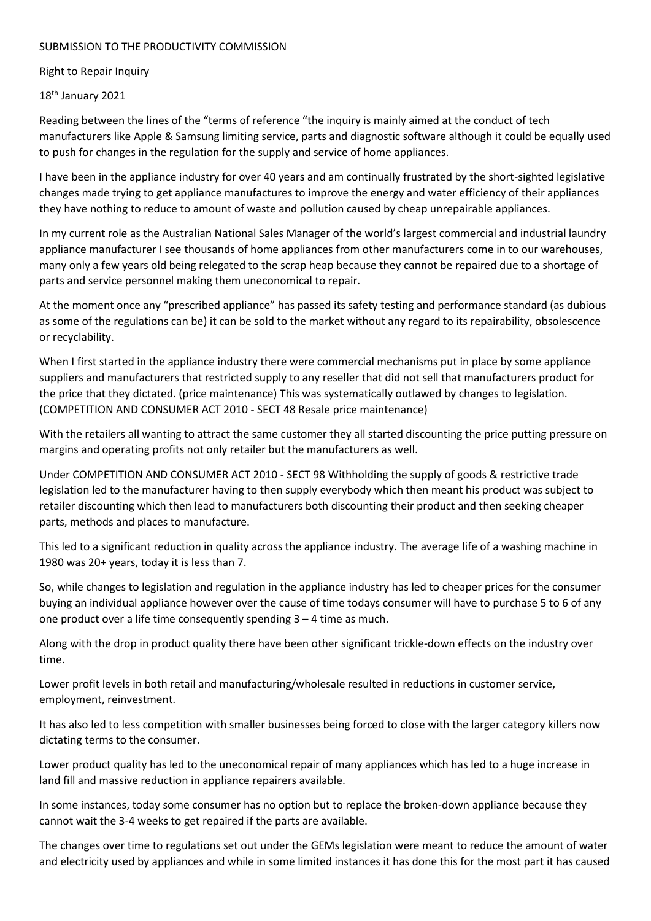SUBMISSION TO THE PRODUCTIVITY COMMISSION

Right to Repair Inquiry

18th January 2021

Reading between the lines of the "terms of reference "the inquiry is mainly aimed at the conduct of tech manufacturers like Apple & Samsung limiting service, parts and diagnostic software although it could be equally used to push for changes in the regulation for the supply and service of home appliances.

I have been in the appliance industry for over 40 years and am continually frustrated by the short-sighted legislative changes made trying to get appliance manufactures to improve the energy and water efficiency of their appliances they have nothing to reduce to amount of waste and pollution caused by cheap unrepairable appliances.

In my current role as the Australian National Sales Manager of the world's largest commercial and industrial laundry appliance manufacturer I see thousands of home appliances from other manufacturers come in to our warehouses, many only a few years old being relegated to the scrap heap because they cannot be repaired due to a shortage of parts and service personnel making them uneconomical to repair.

At the moment once any "prescribed appliance" has passed its safety testing and performance standard (as dubious as some of the regulations can be) it can be sold to the market without any regard to its repairability, obsolescence or recyclability.

When I first started in the appliance industry there were commercial mechanisms put in place by some appliance suppliers and manufacturers that restricted supply to any reseller that did not sell that manufacturers product for the price that they dictated. (price maintenance) This was systematically outlawed by changes to legislation. (COMPETITION AND CONSUMER ACT 2010 - SECT 48 Resale price maintenance)

With the retailers all wanting to attract the same customer they all started discounting the price putting pressure on margins and operating profits not only retailer but the manufacturers as well.

Under COMPETITION AND CONSUMER ACT 2010 - SECT 98 Withholding the supply of goods & restrictive trade legislation led to the manufacturer having to then supply everybody which then meant his product was subject to retailer discounting which then lead to manufacturers both discounting their product and then seeking cheaper parts, methods and places to manufacture.

This led to a significant reduction in quality across the appliance industry. The average life of a washing machine in 1980 was 20+ years, today it is less than 7.

So, while changes to legislation and regulation in the appliance industry has led to cheaper prices for the consumer buying an individual appliance however over the cause of time todays consumer will have to purchase 5 to 6 of any one product over a life time consequently spending 3 – 4 time as much.

Along with the drop in product quality there have been other significant trickle-down effects on the industry over time.

Lower profit levels in both retail and manufacturing/wholesale resulted in reductions in customer service, employment, reinvestment.

It has also led to less competition with smaller businesses being forced to close with the larger category killers now dictating terms to the consumer.

Lower product quality has led to the uneconomical repair of many appliances which has led to a huge increase in land fill and massive reduction in appliance repairers available.

In some instances, today some consumer has no option but to replace the broken-down appliance because they cannot wait the 3-4 weeks to get repaired if the parts are available.

The changes over time to regulations set out under the GEMs legislation were meant to reduce the amount of water and electricity used by appliances and while in some limited instances it has done this for the most part it has caused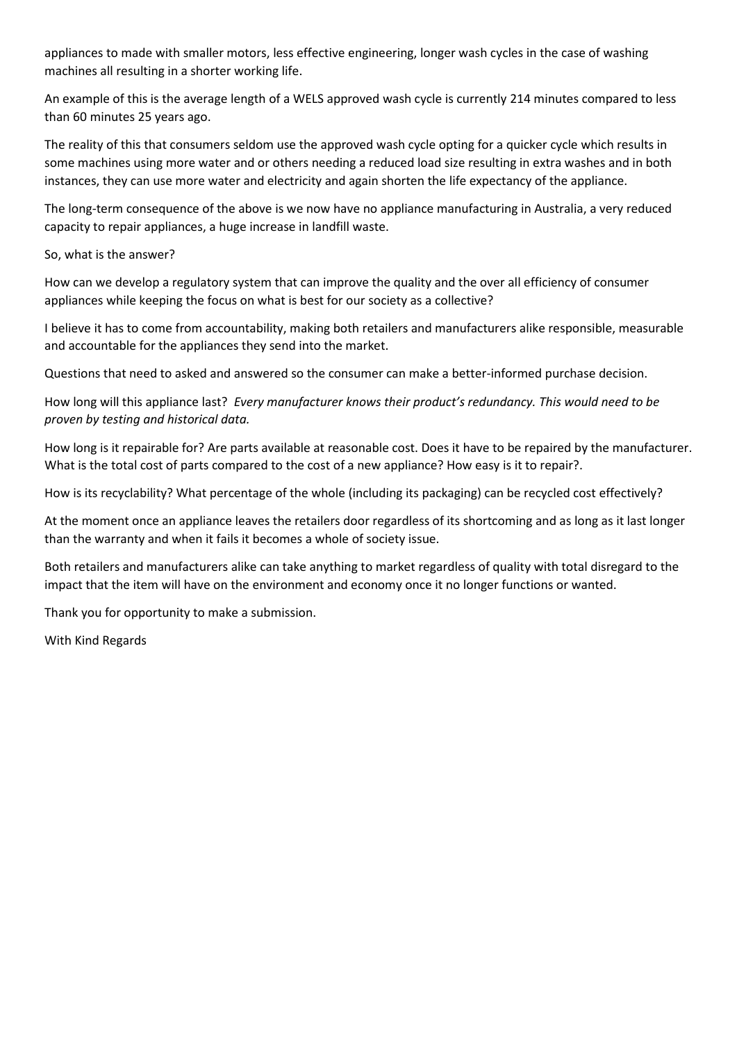appliances to made with smaller motors, less effective engineering, longer wash cycles in the case of washing machines all resulting in a shorter working life.

An example of this is the average length of a WELS approved wash cycle is currently 214 minutes compared to less than 60 minutes 25 years ago.

The reality of this that consumers seldom use the approved wash cycle opting for a quicker cycle which results in some machines using more water and or others needing a reduced load size resulting in extra washes and in both instances, they can use more water and electricity and again shorten the life expectancy of the appliance.

The long-term consequence of the above is we now have no appliance manufacturing in Australia, a very reduced capacity to repair appliances, a huge increase in landfill waste.

So, what is the answer?

How can we develop a regulatory system that can improve the quality and the over all efficiency of consumer appliances while keeping the focus on what is best for our society as a collective?

I believe it has to come from accountability, making both retailers and manufacturers alike responsible, measurable and accountable for the appliances they send into the market.

Questions that need to asked and answered so the consumer can make a better-informed purchase decision.

How long will this appliance last? *Every manufacturer knows their product's redundancy. This would need to be proven by testing and historical data.*

How long is it repairable for? Are parts available at reasonable cost. Does it have to be repaired by the manufacturer. What is the total cost of parts compared to the cost of a new appliance? How easy is it to repair?.

How is its recyclability? What percentage of the whole (including its packaging) can be recycled cost effectively?

At the moment once an appliance leaves the retailers door regardless of its shortcoming and as long as it last longer than the warranty and when it fails it becomes a whole of society issue.

Both retailers and manufacturers alike can take anything to market regardless of quality with total disregard to the impact that the item will have on the environment and economy once it no longer functions or wanted.

Thank you for opportunity to make a submission.

With Kind Regards